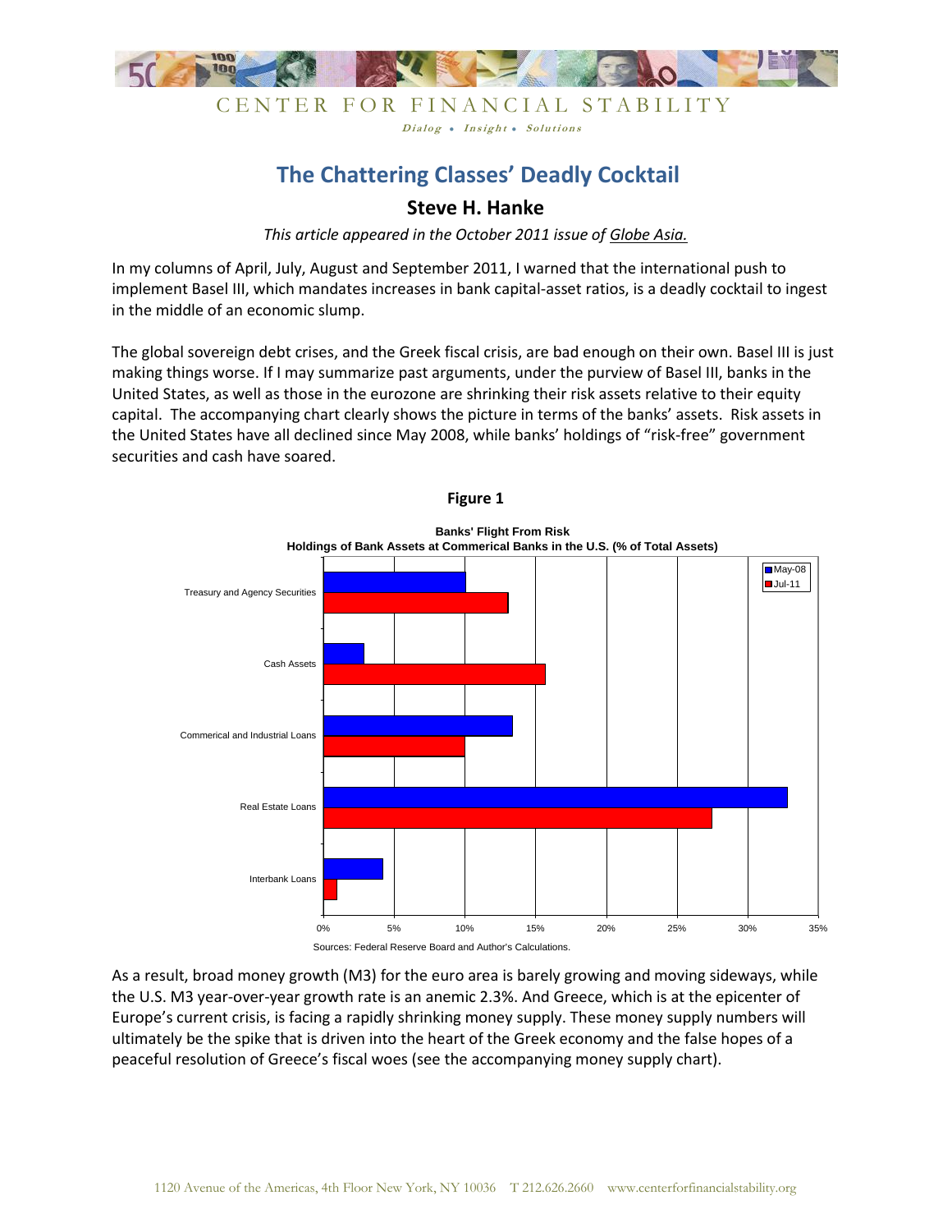CENTER FOR FINANCIAL STABILITY

*Dialog • Insight • Solutions*

# The Chattering Classes' Deadly Cocktail

## Steve H. Hanke

*This article appeared in the October 2011 issue of Globe Asia.*

In my columns of April, July, August and September 2011, I warned that the international push to implement Basel III, which mandates increases in bank capital-asset ratios, is a deadly cocktail to ingest in the middle of an economic slump.

The global sovereign debt crises, and the Greek fiscal crisis, are bad enough on their own. Basel III is just making things worse. If I may summarize past arguments, under the purview of Basel III, banks in the United States, as well as those in the eurozone are shrinking their risk assets relative to their equity capital. The accompanying chart clearly shows the picture in terms of the banks' assets. Risk assets in the United States have all declined since May 2008, while banks' holdings of "risk-free" government securities and cash have soared.

**Figure 1**

**Banks' Flight From Risk**
**Holdings of Bank Assets at Commerical Banks in the U.S. (% of Total Assets)**

| | May-08 | Jul-11 |
|---|---|---|
| Treasury and Agency Securities | ~10% | ~13% |
| Cash Assets | ~3% | ~15.5% |
| Commerical and Industrial Loans | ~13.5% | ~10% |
| Real Estate Loans | ~33% | ~27.5% |
| Interbank Loans | ~4% | ~1% |

Sources: Federal Reserve Board and Author's Calculations.

As a result, broad money growth (M3) for the euro area is barely growing and moving sideways, while the U.S. M3 year-over-year growth rate is an anemic 2.3%. And Greece, which is at the epicenter of Europe's current crisis, is facing a rapidly shrinking money supply. These money supply numbers will ultimately be the spike that is driven into the heart of the Greek economy and the false hopes of a peaceful resolution of Greece's fiscal woes (see the accompanying money supply chart).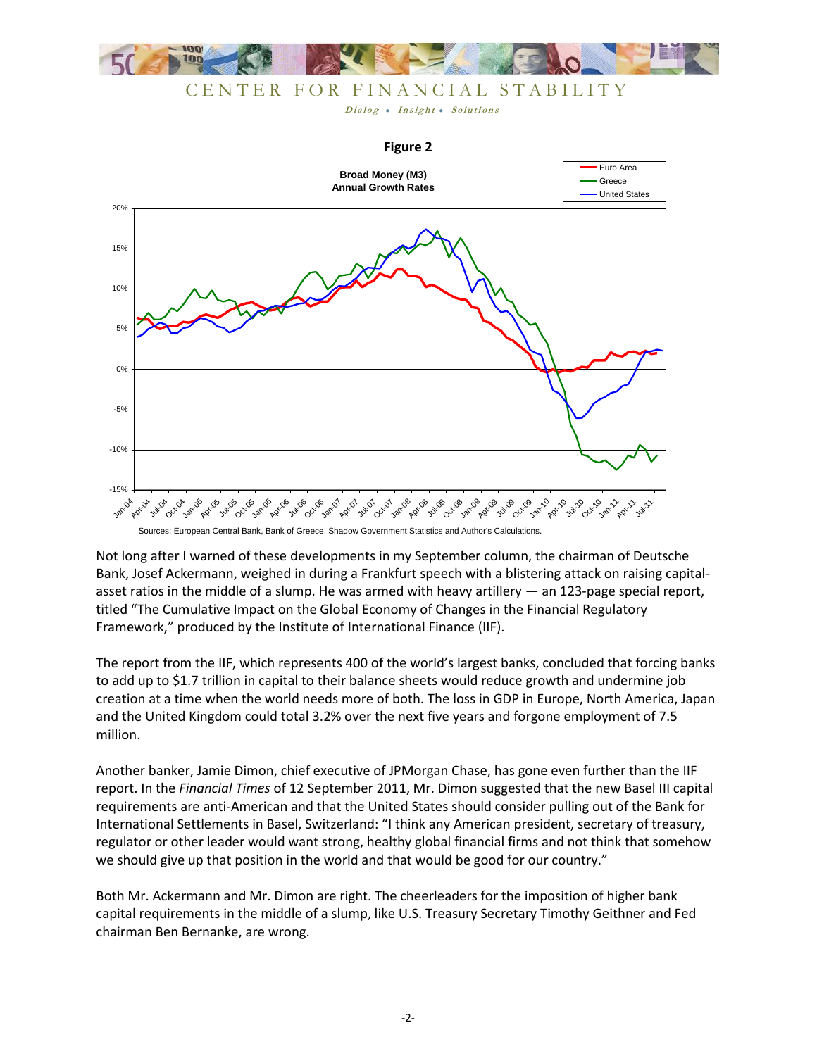**Figure 2**

**Broad Money (M3)**
**Annual Growth Rates**

Sources: European Central Bank, Bank of Greece, Shadow Government Statistics and Author's Calculations.

Not long after I warned of these developments in my September column, the chairman of Deutsche Bank, Josef Ackermann, weighed in during a Frankfurt speech with a blistering attack on raising capital-asset ratios in the middle of a slump. He was armed with heavy artillery — an 123-page special report, titled "The Cumulative Impact on the Global Economy of Changes in the Financial Regulatory Framework," produced by the Institute of International Finance (IIF).

The report from the IIF, which represents 400 of the world's largest banks, concluded that forcing banks to add up to $1.7 trillion in capital to their balance sheets would reduce growth and undermine job creation at a time when the world needs more of both. The loss in GDP in Europe, North America, Japan and the United Kingdom could total 3.2% over the next five years and forgone employment of 7.5 million.

Another banker, Jamie Dimon, chief executive of JPMorgan Chase, has gone even further than the IIF report. In the *Financial Times* of 12 September 2011, Mr. Dimon suggested that the new Basel III capital requirements are anti-American and that the United States should consider pulling out of the Bank for International Settlements in Basel, Switzerland: "I think any American president, secretary of treasury, regulator or other leader would want strong, healthy global financial firms and not think that somehow we should give up that position in the world and that would be good for our country."

Both Mr. Ackermann and Mr. Dimon are right. The cheerleaders for the imposition of higher bank capital requirements in the middle of a slump, like U.S. Treasury Secretary Timothy Geithner and Fed chairman Ben Bernanke, are wrong.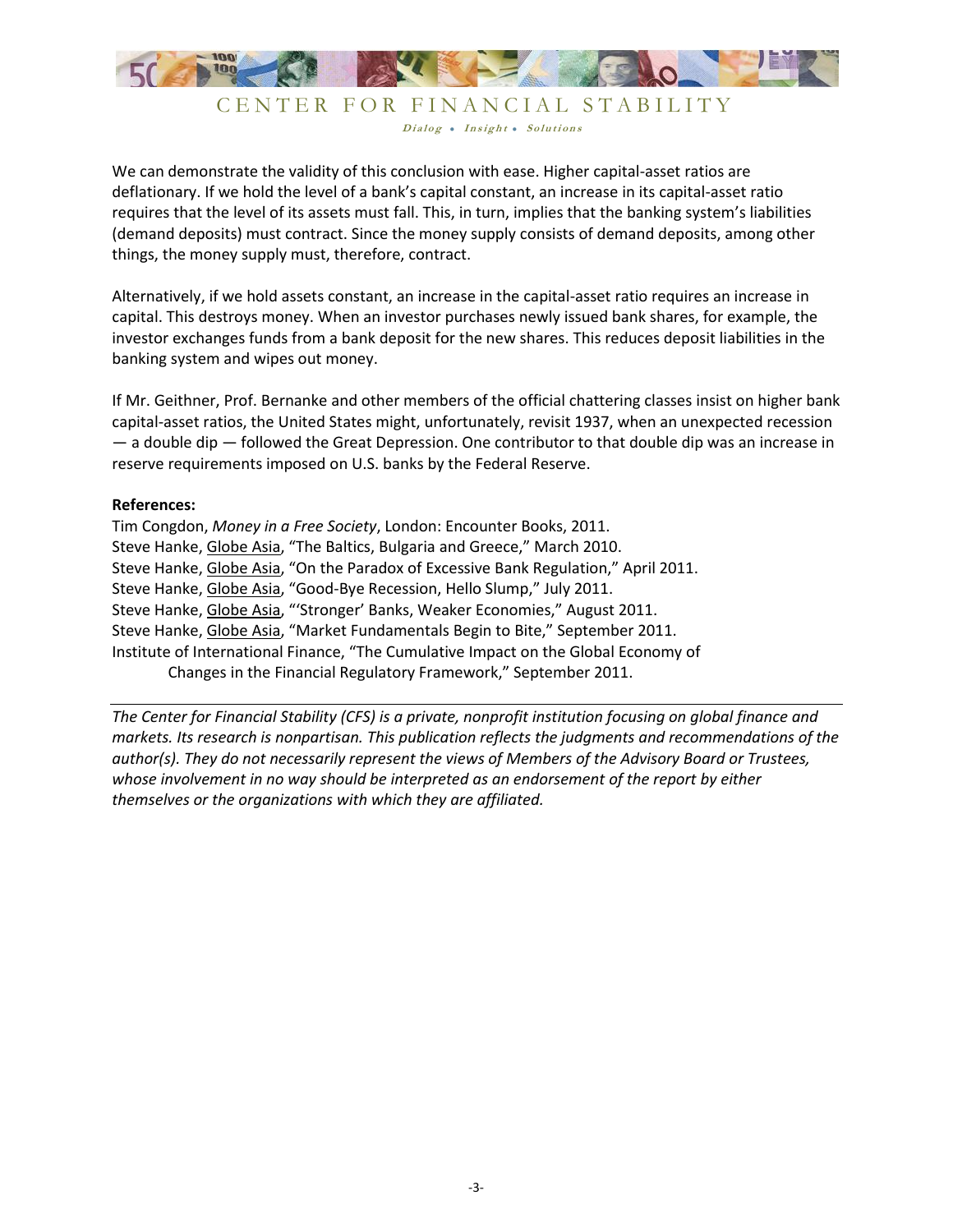We can demonstrate the validity of this conclusion with ease. Higher capital-asset ratios are deflationary. If we hold the level of a bank's capital constant, an increase in its capital-asset ratio requires that the level of its assets must fall. This, in turn, implies that the banking system's liabilities (demand deposits) must contract. Since the money supply consists of demand deposits, among other things, the money supply must, therefore, contract.

Alternatively, if we hold assets constant, an increase in the capital-asset ratio requires an increase in capital. This destroys money. When an investor purchases newly issued bank shares, for example, the investor exchanges funds from a bank deposit for the new shares. This reduces deposit liabilities in the banking system and wipes out money.

If Mr. Geithner, Prof. Bernanke and other members of the official chattering classes insist on higher bank capital-asset ratios, the United States might, unfortunately, revisit 1937, when an unexpected recession — a double dip — followed the Great Depression. One contributor to that double dip was an increase in reserve requirements imposed on U.S. banks by the Federal Reserve.

**References:**

Tim Congdon, *Money in a Free Society*, London: Encounter Books, 2011.
Steve Hanke, Globe Asia, "The Baltics, Bulgaria and Greece," March 2010.
Steve Hanke, Globe Asia, "On the Paradox of Excessive Bank Regulation," April 2011.
Steve Hanke, Globe Asia, "Good-Bye Recession, Hello Slump," July 2011.
Steve Hanke, Globe Asia, "'Stronger' Banks, Weaker Economies," August 2011.
Steve Hanke, Globe Asia, "Market Fundamentals Begin to Bite," September 2011.
Institute of International Finance, "The Cumulative Impact on the Global Economy of Changes in the Financial Regulatory Framework," September 2011.

---

*The Center for Financial Stability (CFS) is a private, nonprofit institution focusing on global finance and markets. Its research is nonpartisan. This publication reflects the judgments and recommendations of the author(s). They do not necessarily represent the views of Members of the Advisory Board or Trustees, whose involvement in no way should be interpreted as an endorsement of the report by either themselves or the organizations with which they are affiliated.*